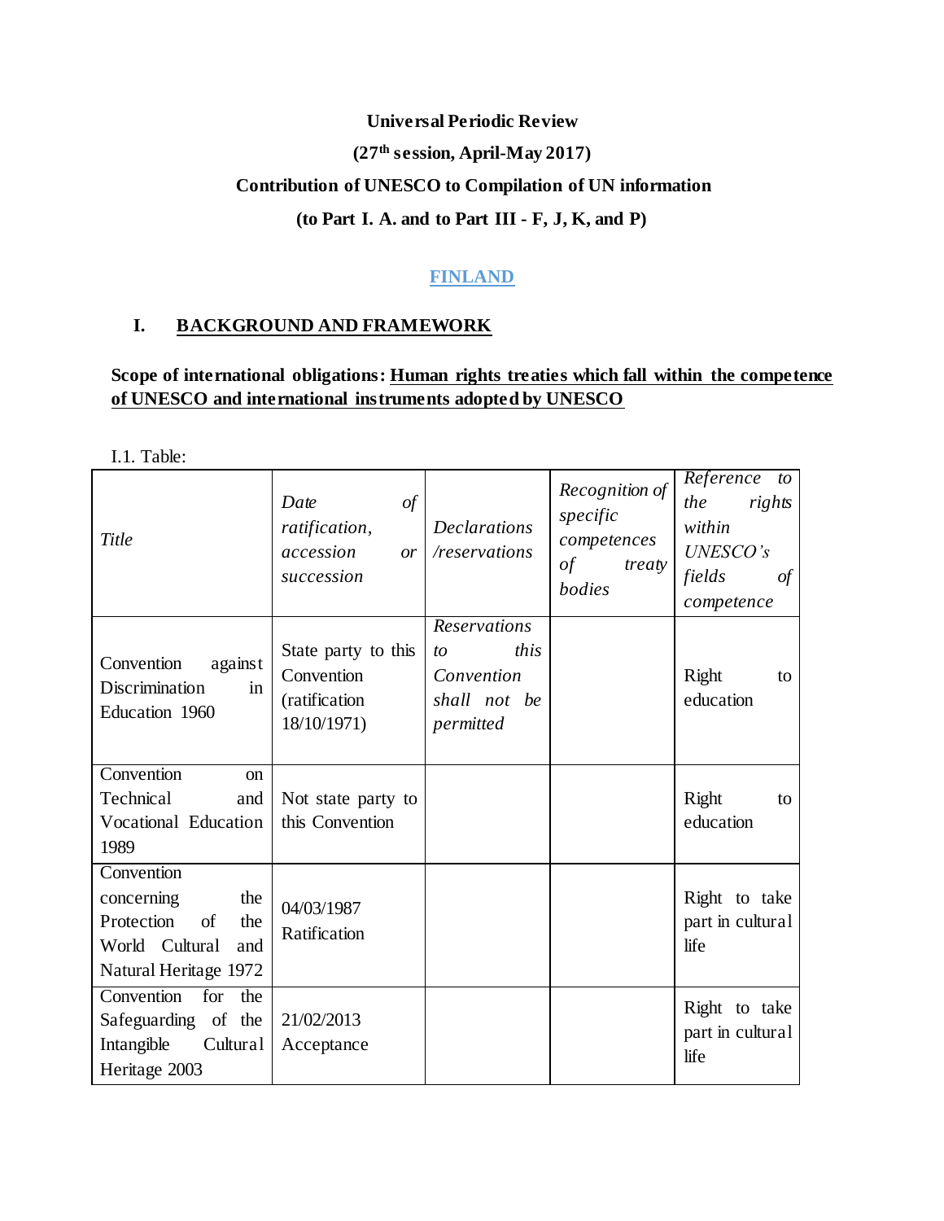**Universal Periodic Review**

**(27th session, April-May 2017)**

**Contribution of UNESCO to Compilation of UN information**

**(to Part I. A. and to Part III - F, J, K, and P)**

**FINLAND**

## I. BACKGROUND AND FRAMEWORK

**Scope of international obligations: Human rights treaties which fall within the competence of UNESCO and international instruments adopted by UNESCO**

I.1. Table:

| *Title* | *Date of ratification, accession or succession* | *Declarations /reservations* | *Recognition of specific competences of treaty bodies* | *Reference to the rights within UNESCO's fields of competence* |
|---|---|---|---|---|
| Convention against Discrimination in Education 1960 | State party to this Convention (ratification 18/10/1971) | *Reservations to this Convention shall not be permitted* | | Right to education |
| Convention on Technical and Vocational Education 1989 | Not state party to this Convention | | | Right to education |
| Convention concerning the Protection of the World Cultural and Natural Heritage 1972 | 04/03/1987 Ratification | | | Right to take part in cultural life |
| Convention for the Safeguarding of the Intangible Cultural Heritage 2003 | 21/02/2013 Acceptance | | | Right to take part in cultural life |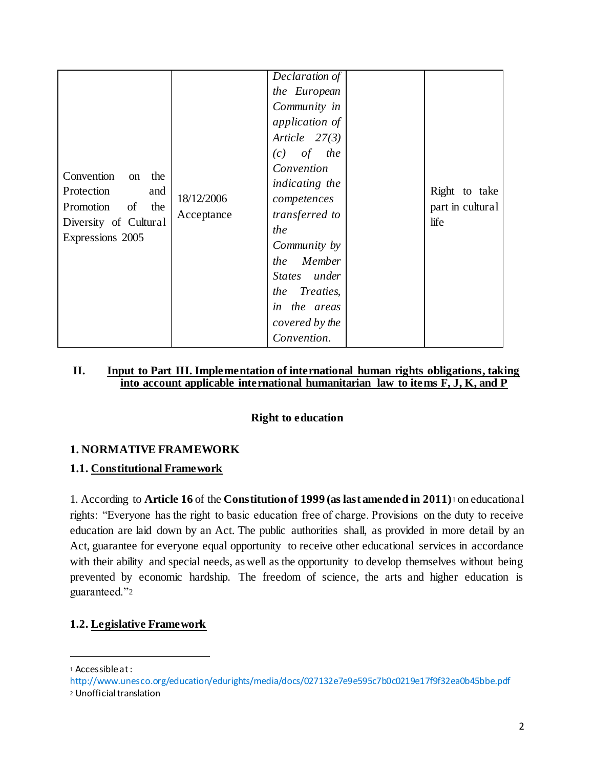| | | | | |
|---|---|---|---|---|
| Convention on the Protection and Promotion of the Diversity of Cultural Expressions 2005 | 18/12/2006 Acceptance | *Declaration of the European Community in application of Article 27(3) (c) of the Convention indicating the competences transferred to the Community by the Member States under the Treaties, in the areas covered by the Convention.* | | Right to take part in cultural life |

## II. Input to Part III. Implementation of international human rights obligations, taking into account applicable international humanitarian law to items F, J, K, and P

**Right to education**

### 1. NORMATIVE FRAMEWORK

#### 1.1. Constitutional Framework

1. According to **Article 16** of the **Constitution of 1999 (as last amended in 2011)**[1] on educational rights: "Everyone has the right to basic education free of charge. Provisions on the duty to receive education are laid down by an Act. The public authorities shall, as provided in more detail by an Act, guarantee for everyone equal opportunity to receive other educational services in accordance with their ability and special needs, as well as the opportunity to develop themselves without being prevented by economic hardship. The freedom of science, the arts and higher education is guaranteed."[2]

#### 1.2. Legislative Framework

---

[1] Accessible at: http://www.unesco.org/education/edurights/media/docs/027132e7e9e595c7b0c0219e17f9f32ea0b45bbe.pdf

[2] Unofficial translation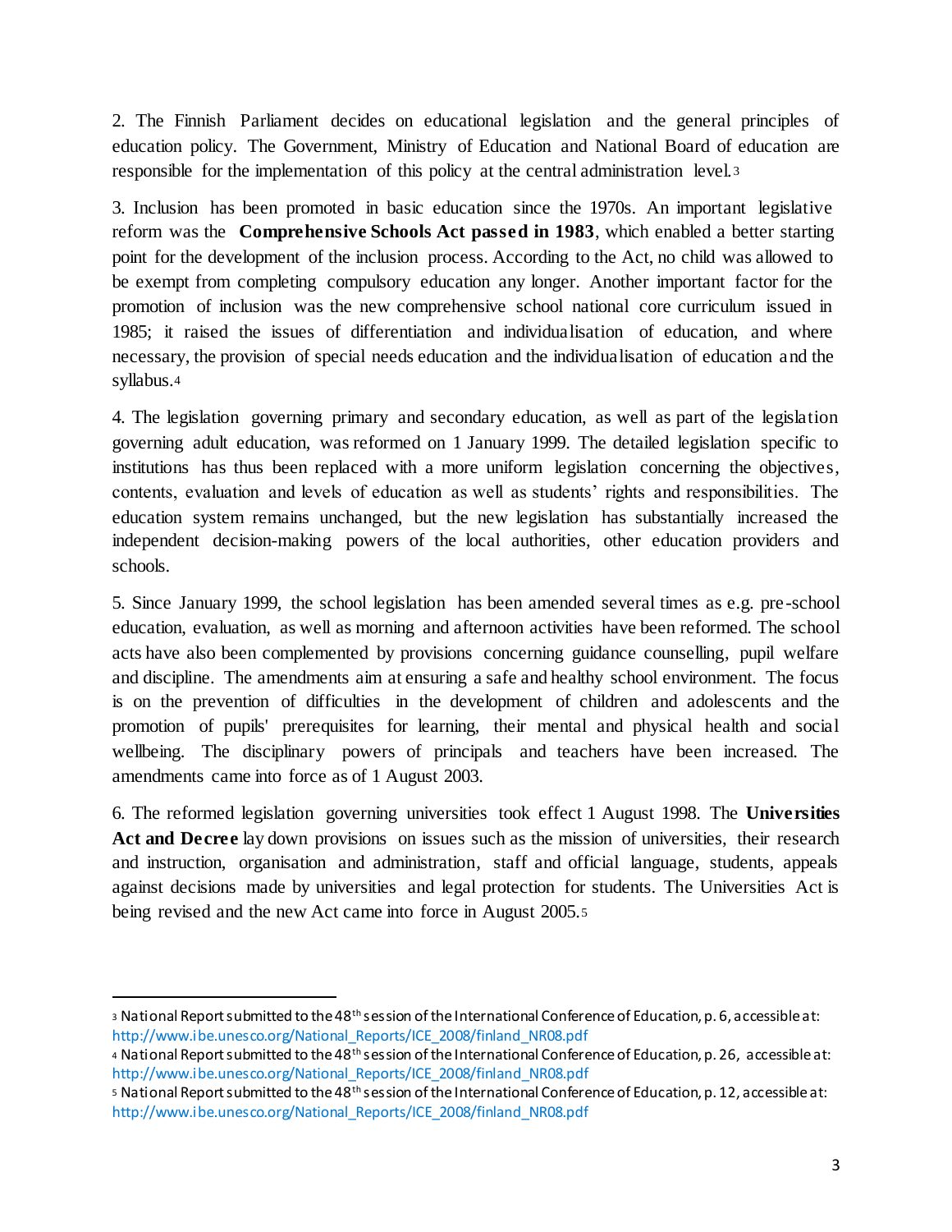2. The Finnish Parliament decides on educational legislation and the general principles of education policy. The Government, Ministry of Education and National Board of education are responsible for the implementation of this policy at the central administration level.[3]

3. Inclusion has been promoted in basic education since the 1970s. An important legislative reform was the **Comprehensive Schools Act passed in 1983**, which enabled a better starting point for the development of the inclusion process. According to the Act, no child was allowed to be exempt from completing compulsory education any longer. Another important factor for the promotion of inclusion was the new comprehensive school national core curriculum issued in 1985; it raised the issues of differentiation and individualisation of education, and where necessary, the provision of special needs education and the individualisation of education and the syllabus.[4]

4. The legislation governing primary and secondary education, as well as part of the legislation governing adult education, was reformed on 1 January 1999. The detailed legislation specific to institutions has thus been replaced with a more uniform legislation concerning the objectives, contents, evaluation and levels of education as well as students' rights and responsibilities. The education system remains unchanged, but the new legislation has substantially increased the independent decision-making powers of the local authorities, other education providers and schools.

5. Since January 1999, the school legislation has been amended several times as e.g. pre-school education, evaluation, as well as morning and afternoon activities have been reformed. The school acts have also been complemented by provisions concerning guidance counselling, pupil welfare and discipline. The amendments aim at ensuring a safe and healthy school environment. The focus is on the prevention of difficulties in the development of children and adolescents and the promotion of pupils' prerequisites for learning, their mental and physical health and social wellbeing. The disciplinary powers of principals and teachers have been increased. The amendments came into force as of 1 August 2003.

6. The reformed legislation governing universities took effect 1 August 1998. The **Universities Act and Decree** lay down provisions on issues such as the mission of universities, their research and instruction, organisation and administration, staff and official language, students, appeals against decisions made by universities and legal protection for students. The Universities Act is being revised and the new Act came into force in August 2005.[5]

---

[3] National Report submitted to the 48th session of the International Conference of Education, p. 6, accessible at: http://www.ibe.unesco.org/National_Reports/ICE_2008/finland_NR08.pdf

[4] National Report submitted to the 48th session of the International Conference of Education, p. 26, accessible at: http://www.ibe.unesco.org/National_Reports/ICE_2008/finland_NR08.pdf

[5] National Report submitted to the 48th session of the International Conference of Education, p. 12, accessible at: http://www.ibe.unesco.org/National_Reports/ICE_2008/finland_NR08.pdf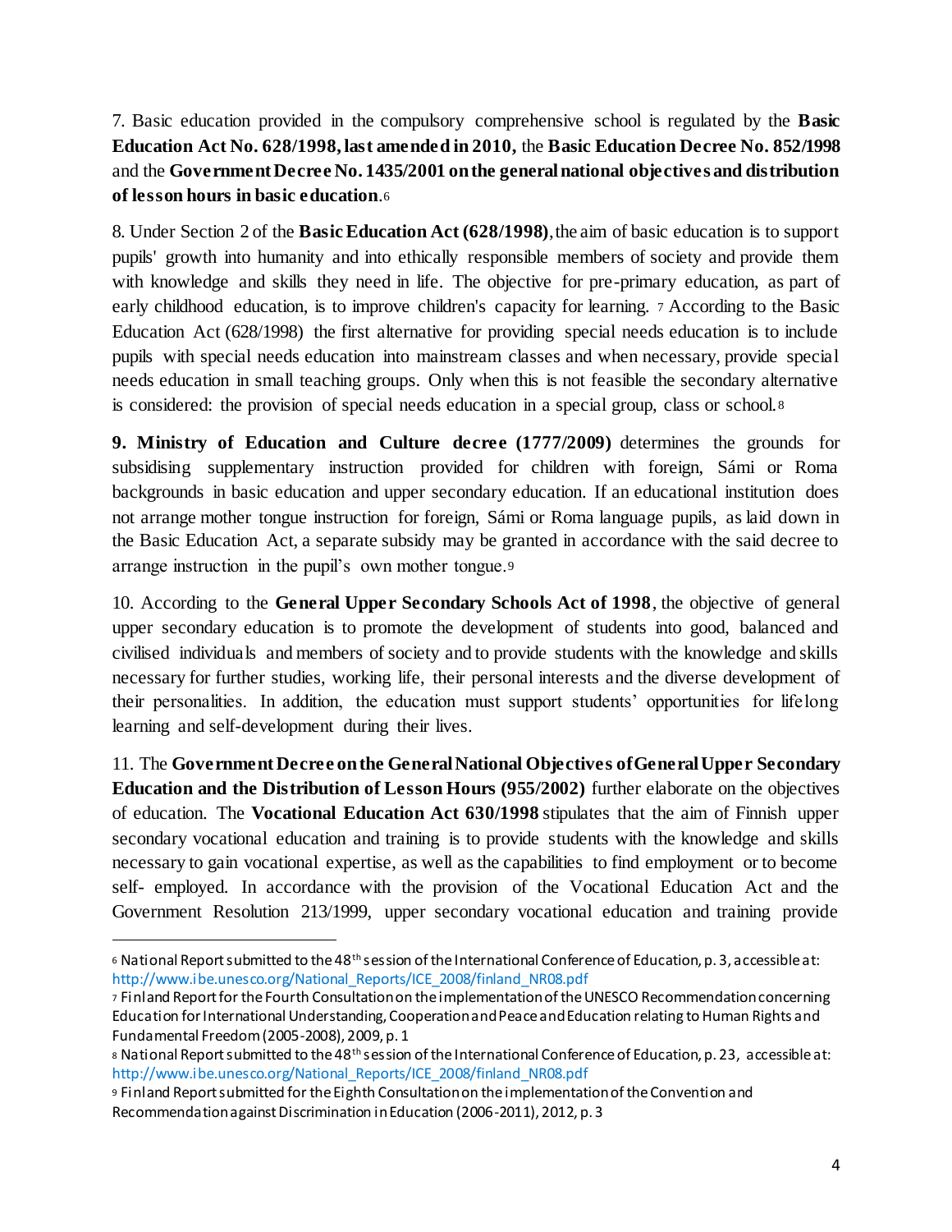7. Basic education provided in the compulsory comprehensive school is regulated by the **Basic Education Act No. 628/1998, last amended in 2010,** the **Basic Education Decree No. 852/1998** and the **Government Decree No. 1435/2001 on the general national objectives and distribution of lesson hours in basic education**.[6]

8. Under Section 2 of the **Basic Education Act (628/1998)**, the aim of basic education is to support pupils' growth into humanity and into ethically responsible members of society and provide them with knowledge and skills they need in life. The objective for pre-primary education, as part of early childhood education, is to improve children's capacity for learning. [7] According to the Basic Education Act (628/1998) the first alternative for providing special needs education is to include pupils with special needs education into mainstream classes and when necessary, provide special needs education in small teaching groups. Only when this is not feasible the secondary alternative is considered: the provision of special needs education in a special group, class or school.[8]

**9. Ministry of Education and Culture decree (1777/2009)** determines the grounds for subsidising supplementary instruction provided for children with foreign, Sámi or Roma backgrounds in basic education and upper secondary education. If an educational institution does not arrange mother tongue instruction for foreign, Sámi or Roma language pupils, as laid down in the Basic Education Act, a separate subsidy may be granted in accordance with the said decree to arrange instruction in the pupil's own mother tongue.[9]

10. According to the **General Upper Secondary Schools Act of 1998**, the objective of general upper secondary education is to promote the development of students into good, balanced and civilised individuals and members of society and to provide students with the knowledge and skills necessary for further studies, working life, their personal interests and the diverse development of their personalities. In addition, the education must support students' opportunities for lifelong learning and self-development during their lives.

11. The **Government Decree on the General National Objectives of General Upper Secondary Education and the Distribution of Lesson Hours (955/2002)** further elaborate on the objectives of education. The **Vocational Education Act 630/1998** stipulates that the aim of Finnish upper secondary vocational education and training is to provide students with the knowledge and skills necessary to gain vocational expertise, as well as the capabilities to find employment or to become self- employed. In accordance with the provision of the Vocational Education Act and the Government Resolution 213/1999, upper secondary vocational education and training provide

---

[6] National Report submitted to the 48th session of the International Conference of Education, p. 3, accessible at: http://www.ibe.unesco.org/National_Reports/ICE_2008/finland_NR08.pdf

[7] Finland Report for the Fourth Consultation on the implementation of the UNESCO Recommendation concerning Education for International Understanding, Cooperation and Peace and Education relating to Human Rights and Fundamental Freedom (2005-2008), 2009, p. 1

[8] National Report submitted to the 48th session of the International Conference of Education, p. 23, accessible at: http://www.ibe.unesco.org/National_Reports/ICE_2008/finland_NR08.pdf

[9] Finland Report submitted for the Eighth Consultation on the implementation of the Convention and Recommendation against Discrimination in Education (2006-2011), 2012, p. 3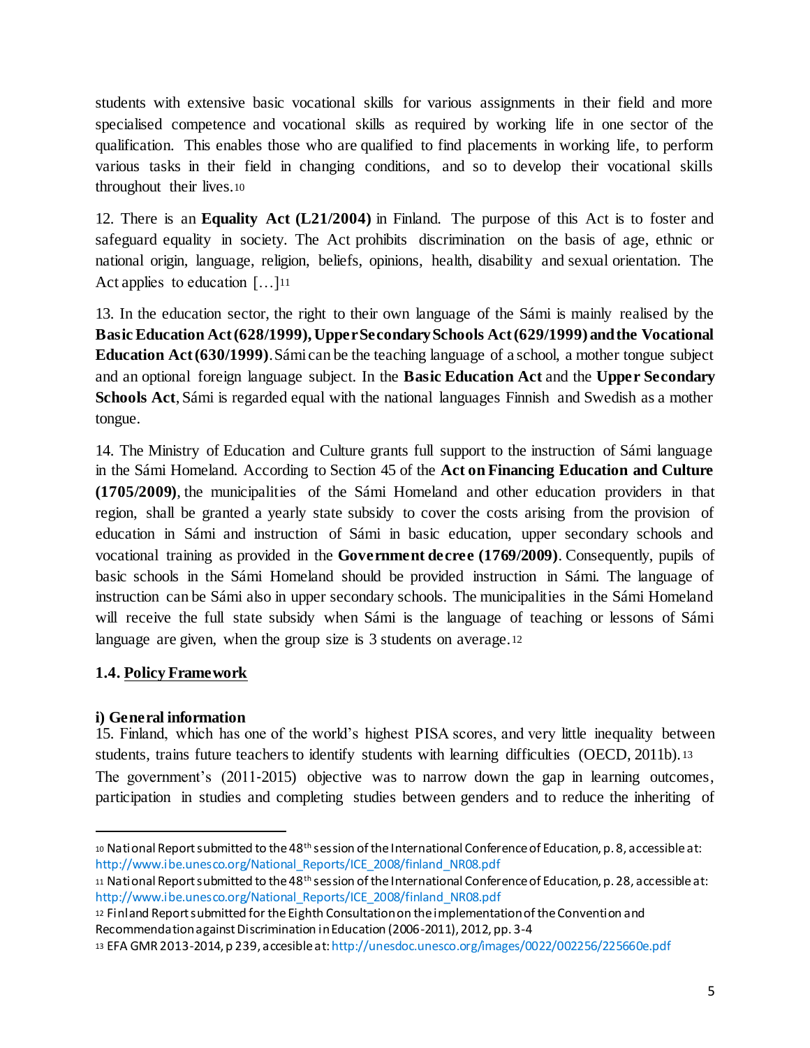students with extensive basic vocational skills for various assignments in their field and more specialised competence and vocational skills as required by working life in one sector of the qualification. This enables those who are qualified to find placements in working life, to perform various tasks in their field in changing conditions, and so to develop their vocational skills throughout their lives.[10]

12. There is an **Equality Act (L21/2004)** in Finland. The purpose of this Act is to foster and safeguard equality in society. The Act prohibits discrimination on the basis of age, ethnic or national origin, language, religion, beliefs, opinions, health, disability and sexual orientation. The Act applies to education […][11]

13. In the education sector, the right to their own language of the Sámi is mainly realised by the **Basic Education Act (628/1999), Upper Secondary Schools Act (629/1999) and the Vocational Education Act (630/1999)**. Sámi can be the teaching language of a school, a mother tongue subject and an optional foreign language subject. In the **Basic Education Act** and the **Upper Secondary Schools Act**, Sámi is regarded equal with the national languages Finnish and Swedish as a mother tongue.

14. The Ministry of Education and Culture grants full support to the instruction of Sámi language in the Sámi Homeland. According to Section 45 of the **Act on Financing Education and Culture (1705/2009)**, the municipalities of the Sámi Homeland and other education providers in that region, shall be granted a yearly state subsidy to cover the costs arising from the provision of education in Sámi and instruction of Sámi in basic education, upper secondary schools and vocational training as provided in the **Government decree (1769/2009)**. Consequently, pupils of basic schools in the Sámi Homeland should be provided instruction in Sámi. The language of instruction can be Sámi also in upper secondary schools. The municipalities in the Sámi Homeland will receive the full state subsidy when Sámi is the language of teaching or lessons of Sámi language are given, when the group size is 3 students on average.[12]

### 1.4. <u>Policy Framework</u>

**i) General information**

15. Finland, which has one of the world's highest PISA scores, and very little inequality between students, trains future teachers to identify students with learning difficulties (OECD, 2011b).[13]
The government's (2011-2015) objective was to narrow down the gap in learning outcomes, participation in studies and completing studies between genders and to reduce the inheriting of

---

[10] National Report submitted to the 48th session of the International Conference of Education, p. 8, accessible at: http://www.ibe.unesco.org/National_Reports/ICE_2008/finland_NR08.pdf

[11] National Report submitted to the 48th session of the International Conference of Education, p. 28, accessible at: http://www.ibe.unesco.org/National_Reports/ICE_2008/finland_NR08.pdf

[12] Finland Report submitted for the Eighth Consultation on the implementation of the Convention and Recommendation against Discrimination in Education (2006-2011), 2012, pp. 3-4

[13] EFA GMR 2013-2014, p 239, accesible at: http://unesdoc.unesco.org/images/0022/002256/225660e.pdf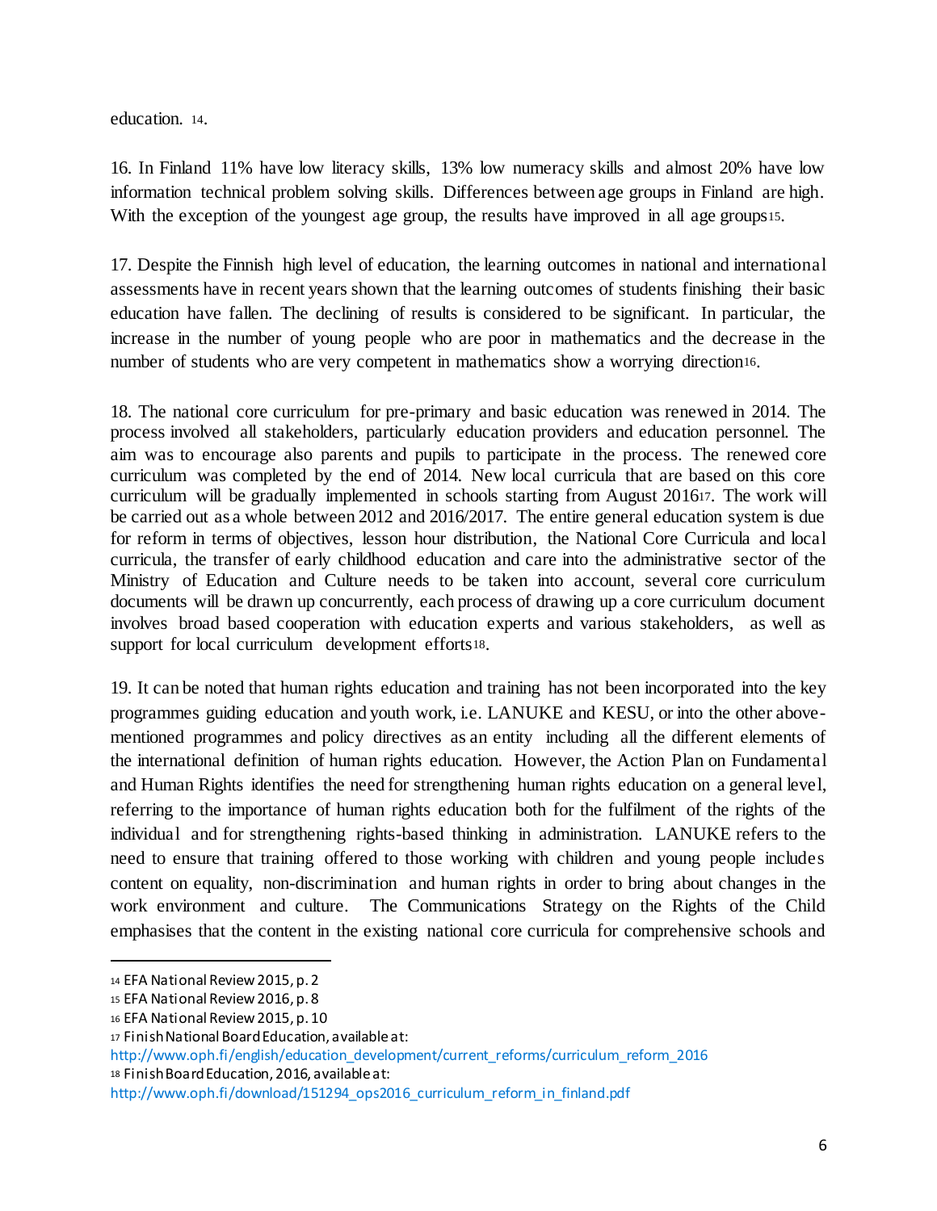education. [14].

16. In Finland 11% have low literacy skills, 13% low numeracy skills and almost 20% have low information technical problem solving skills. Differences between age groups in Finland are high. With the exception of the youngest age group, the results have improved in all age groups[15].

17. Despite the Finnish high level of education, the learning outcomes in national and international assessments have in recent years shown that the learning outcomes of students finishing their basic education have fallen. The declining of results is considered to be significant. In particular, the increase in the number of young people who are poor in mathematics and the decrease in the number of students who are very competent in mathematics show a worrying direction[16].

18. The national core curriculum for pre-primary and basic education was renewed in 2014. The process involved all stakeholders, particularly education providers and education personnel. The aim was to encourage also parents and pupils to participate in the process. The renewed core curriculum was completed by the end of 2014. New local curricula that are based on this core curriculum will be gradually implemented in schools starting from August 2016[17]. The work will be carried out as a whole between 2012 and 2016/2017. The entire general education system is due for reform in terms of objectives, lesson hour distribution, the National Core Curricula and local curricula, the transfer of early childhood education and care into the administrative sector of the Ministry of Education and Culture needs to be taken into account, several core curriculum documents will be drawn up concurrently, each process of drawing up a core curriculum document involves broad based cooperation with education experts and various stakeholders, as well as support for local curriculum development efforts[18].

19. It can be noted that human rights education and training has not been incorporated into the key programmes guiding education and youth work, i.e. LANUKE and KESU, or into the other above-mentioned programmes and policy directives as an entity including all the different elements of the international definition of human rights education. However, the Action Plan on Fundamental and Human Rights identifies the need for strengthening human rights education on a general level, referring to the importance of human rights education both for the fulfilment of the rights of the individual and for strengthening rights-based thinking in administration. LANUKE refers to the need to ensure that training offered to those working with children and young people includes content on equality, non-discrimination and human rights in order to bring about changes in the work environment and culture. The Communications Strategy on the Rights of the Child emphasises that the content in the existing national core curricula for comprehensive schools and

---

[14] EFA National Review 2015, p. 2

[15] EFA National Review 2016, p. 8

[16] EFA National Review 2015, p. 10

[17] Finish National Board Education, available at: http://www.oph.fi/english/education_development/current_reforms/curriculum_reform_2016

[18] Finish Board Education, 2016, available at: http://www.oph.fi/download/151294_ops2016_curriculum_reform_in_finland.pdf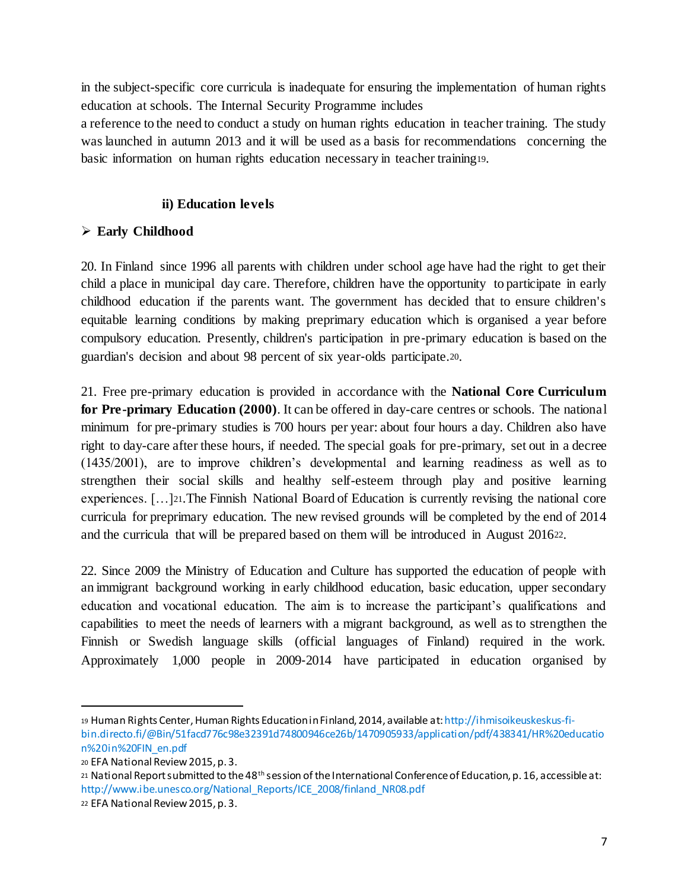in the subject-specific core curricula is inadequate for ensuring the implementation of human rights education at schools. The Internal Security Programme includes
a reference to the need to conduct a study on human rights education in teacher training. The study was launched in autumn 2013 and it will be used as a basis for recommendations concerning the basic information on human rights education necessary in teacher training[19].

### ii) Education levels

- **Early Childhood**

20. In Finland since 1996 all parents with children under school age have had the right to get their child a place in municipal day care. Therefore, children have the opportunity to participate in early childhood education if the parents want. The government has decided that to ensure children's equitable learning conditions by making preprimary education which is organised a year before compulsory education. Presently, children's participation in pre-primary education is based on the guardian's decision and about 98 percent of six year-olds participate.[20].

21. Free pre-primary education is provided in accordance with the **National Core Curriculum for Pre-primary Education (2000)**. It can be offered in day-care centres or schools. The national minimum for pre-primary studies is 700 hours per year: about four hours a day. Children also have right to day-care after these hours, if needed. The special goals for pre-primary, set out in a decree (1435/2001), are to improve children's developmental and learning readiness as well as to strengthen their social skills and healthy self-esteem through play and positive learning experiences. […][21].The Finnish National Board of Education is currently revising the national core curricula for preprimary education. The new revised grounds will be completed by the end of 2014 and the curricula that will be prepared based on them will be introduced in August 2016[22].

22. Since 2009 the Ministry of Education and Culture has supported the education of people with an immigrant background working in early childhood education, basic education, upper secondary education and vocational education. The aim is to increase the participant's qualifications and capabilities to meet the needs of learners with a migrant background, as well as to strengthen the Finnish or Swedish language skills (official languages of Finland) required in the work. Approximately 1,000 people in 2009-2014 have participated in education organised by

---

[19] Human Rights Center, Human Rights Education in Finland, 2014, available at: http://ihmisoikeuskeskus-fi-bin.directo.fi/@Bin/51facd776c98e32391d74800946ce26b/1470905933/application/pdf/438341/HR%20education%20in%20FIN_en.pdf

[20] EFA National Review 2015, p. 3.

[21] National Report submitted to the 48th session of the International Conference of Education, p. 16, accessible at: http://www.ibe.unesco.org/National_Reports/ICE_2008/finland_NR08.pdf

[22] EFA National Review 2015, p. 3.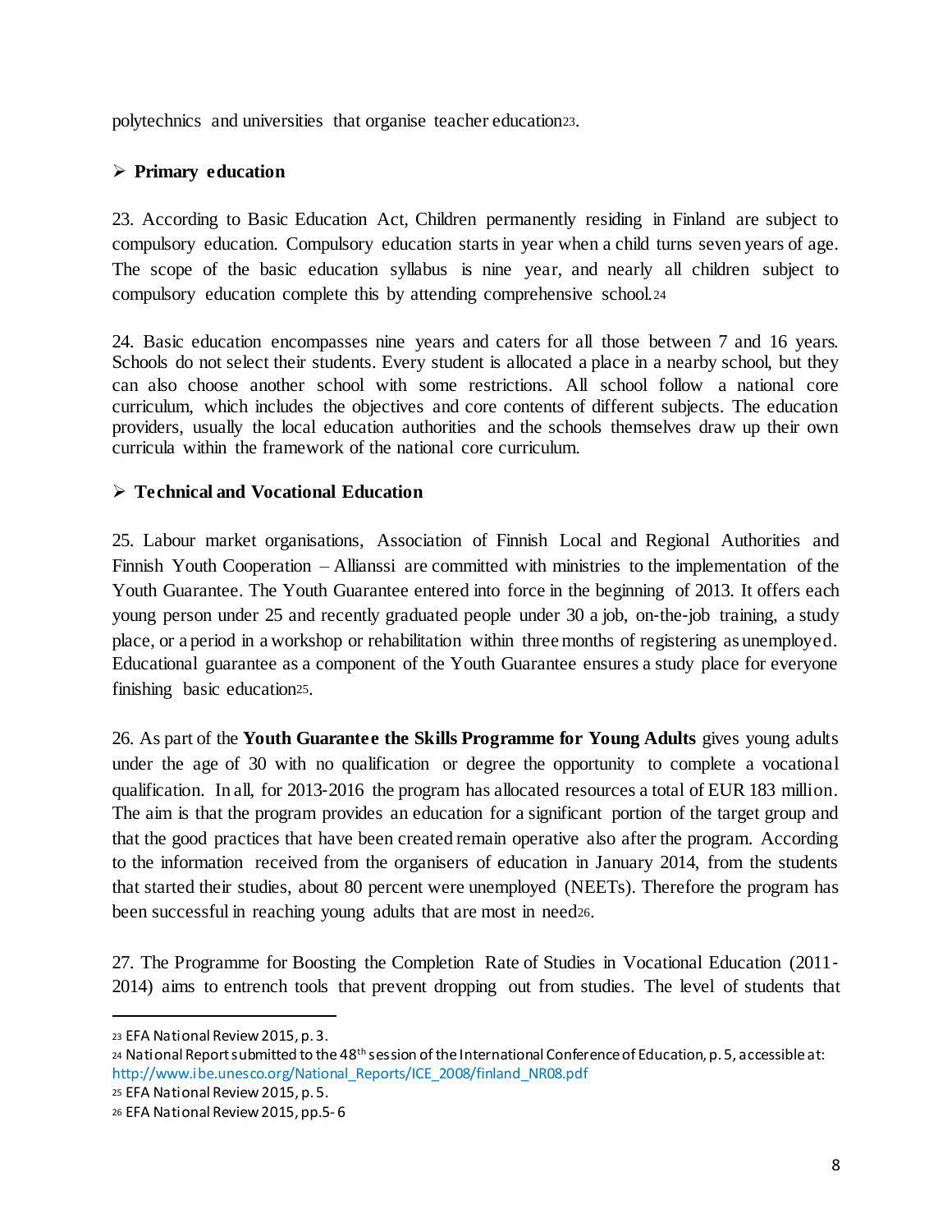polytechnics and universities that organise teacher education[23].

- **Primary education**

23. According to Basic Education Act, Children permanently residing in Finland are subject to compulsory education. Compulsory education starts in year when a child turns seven years of age. The scope of the basic education syllabus is nine year, and nearly all children subject to compulsory education complete this by attending comprehensive school.[24]

24. Basic education encompasses nine years and caters for all those between 7 and 16 years. Schools do not select their students. Every student is allocated a place in a nearby school, but they can also choose another school with some restrictions. All school follow a national core curriculum, which includes the objectives and core contents of different subjects. The education providers, usually the local education authorities and the schools themselves draw up their own curricula within the framework of the national core curriculum.

- **Technical and Vocational Education**

25. Labour market organisations, Association of Finnish Local and Regional Authorities and Finnish Youth Cooperation – Allianssi are committed with ministries to the implementation of the Youth Guarantee. The Youth Guarantee entered into force in the beginning of 2013. It offers each young person under 25 and recently graduated people under 30 a job, on-the-job training, a study place, or a period in a workshop or rehabilitation within three months of registering as unemployed. Educational guarantee as a component of the Youth Guarantee ensures a study place for everyone finishing basic education[25].

26. As part of the **Youth Guarantee the Skills Programme for Young Adults** gives young adults under the age of 30 with no qualification or degree the opportunity to complete a vocational qualification. In all, for 2013-2016 the program has allocated resources a total of EUR 183 million. The aim is that the program provides an education for a significant portion of the target group and that the good practices that have been created remain operative also after the program. According to the information received from the organisers of education in January 2014, from the students that started their studies, about 80 percent were unemployed (NEETs). Therefore the program has been successful in reaching young adults that are most in need[26].

27. The Programme for Boosting the Completion Rate of Studies in Vocational Education (2011-2014) aims to entrench tools that prevent dropping out from studies. The level of students that

---

[23] EFA National Review 2015, p. 3.

[24] National Report submitted to the 48th session of the International Conference of Education, p. 5, accessible at: http://www.ibe.unesco.org/National_Reports/ICE_2008/finland_NR08.pdf

[25] EFA National Review 2015, p. 5.

[26] EFA National Review 2015, pp.5-6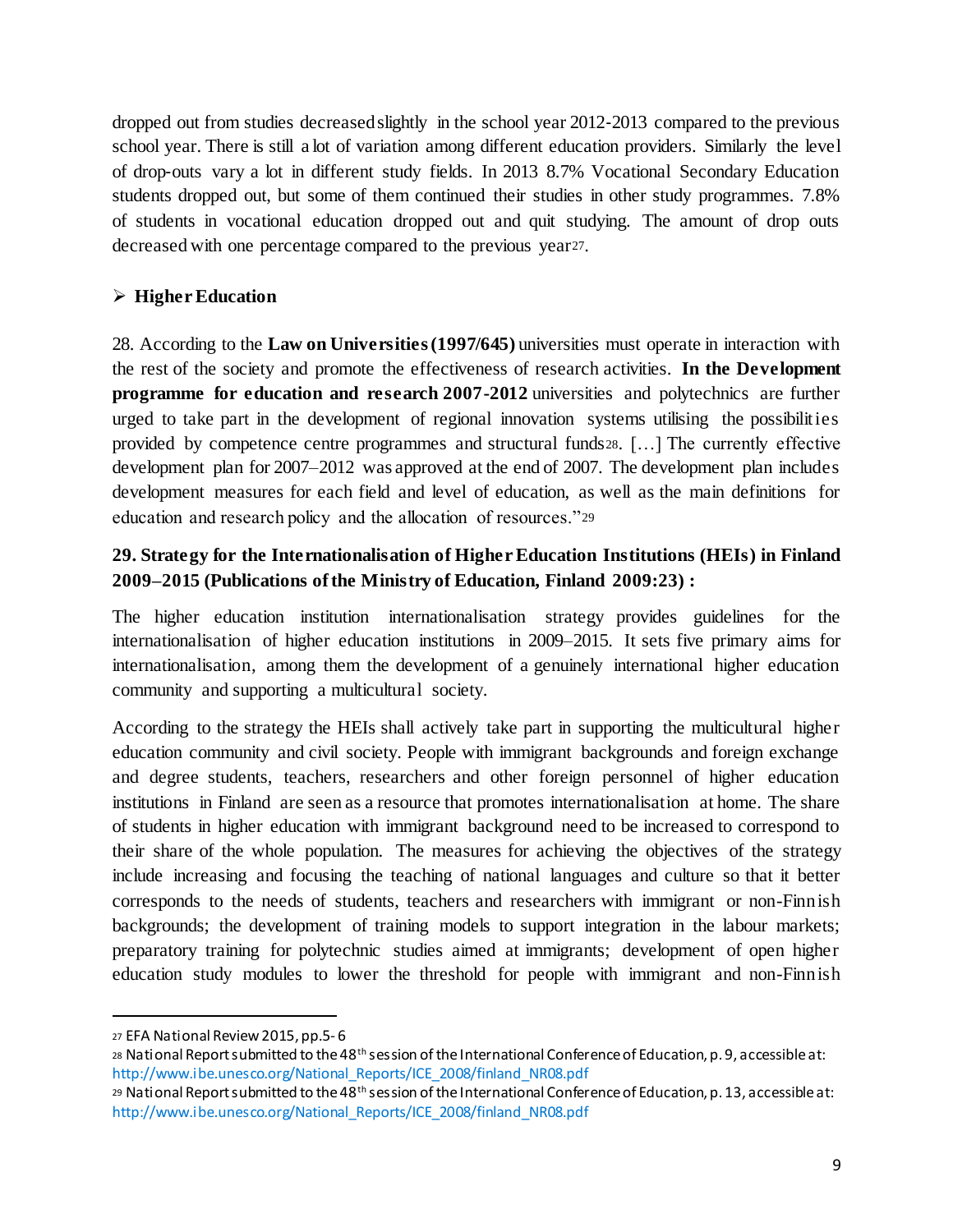dropped out from studies decreased slightly in the school year 2012-2013 compared to the previous school year. There is still a lot of variation among different education providers. Similarly the level of drop-outs vary a lot in different study fields. In 2013 8.7% Vocational Secondary Education students dropped out, but some of them continued their studies in other study programmes. 7.8% of students in vocational education dropped out and quit studying. The amount of drop outs decreased with one percentage compared to the previous year[27].

- **Higher Education**

28. According to the **Law on Universities (1997/645)** universities must operate in interaction with the rest of the society and promote the effectiveness of research activities. **In the Development programme for education and research 2007-2012** universities and polytechnics are further urged to take part in the development of regional innovation systems utilising the possibilities provided by competence centre programmes and structural funds[28]. […] The currently effective development plan for 2007–2012 was approved at the end of 2007. The development plan includes development measures for each field and level of education, as well as the main definitions for education and research policy and the allocation of resources."[29]

**29. Strategy for the Internationalisation of Higher Education Institutions (HEIs) in Finland 2009–2015 (Publications of the Ministry of Education, Finland 2009:23) :**

The higher education institution internationalisation strategy provides guidelines for the internationalisation of higher education institutions in 2009–2015. It sets five primary aims for internationalisation, among them the development of a genuinely international higher education community and supporting a multicultural society.

According to the strategy the HEIs shall actively take part in supporting the multicultural higher education community and civil society. People with immigrant backgrounds and foreign exchange and degree students, teachers, researchers and other foreign personnel of higher education institutions in Finland are seen as a resource that promotes internationalisation at home. The share of students in higher education with immigrant background need to be increased to correspond to their share of the whole population. The measures for achieving the objectives of the strategy include increasing and focusing the teaching of national languages and culture so that it better corresponds to the needs of students, teachers and researchers with immigrant or non-Finnish backgrounds; the development of training models to support integration in the labour markets; preparatory training for polytechnic studies aimed at immigrants; development of open higher education study modules to lower the threshold for people with immigrant and non-Finnish

---

[27] EFA National Review 2015, pp.5-6

[28] National Report submitted to the 48th session of the International Conference of Education, p. 9, accessible at: http://www.ibe.unesco.org/National_Reports/ICE_2008/finland_NR08.pdf

[29] National Report submitted to the 48th session of the International Conference of Education, p. 13, accessible at: http://www.ibe.unesco.org/National_Reports/ICE_2008/finland_NR08.pdf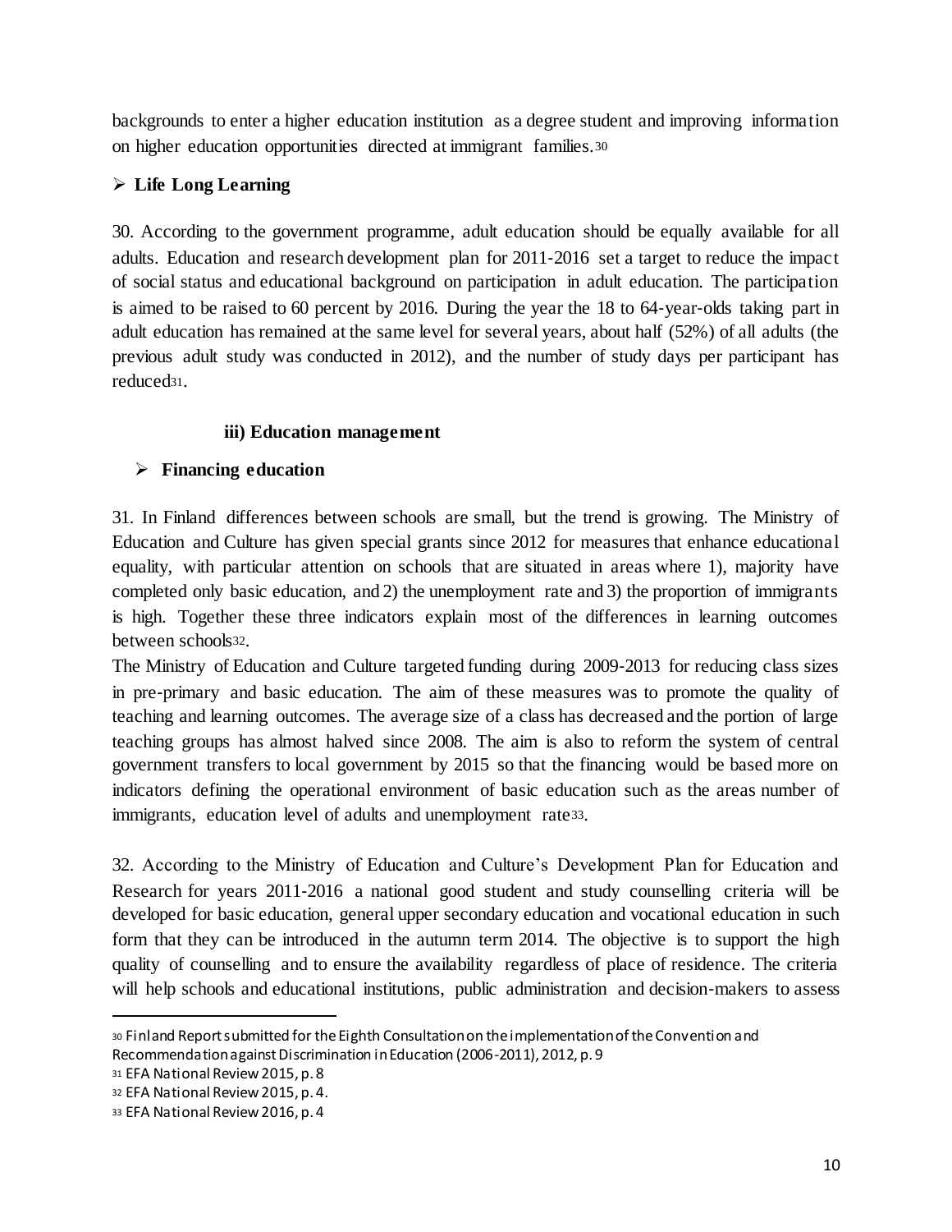backgrounds to enter a higher education institution as a degree student and improving information on higher education opportunities directed at immigrant families.[30]

- **Life Long Learning**

30. According to the government programme, adult education should be equally available for all adults. Education and research development plan for 2011-2016 set a target to reduce the impact of social status and educational background on participation in adult education. The participation is aimed to be raised to 60 percent by 2016. During the year the 18 to 64-year-olds taking part in adult education has remained at the same level for several years, about half (52%) of all adults (the previous adult study was conducted in 2012), and the number of study days per participant has reduced[31].

### iii) Education management

- **Financing education**

31. In Finland differences between schools are small, but the trend is growing. The Ministry of Education and Culture has given special grants since 2012 for measures that enhance educational equality, with particular attention on schools that are situated in areas where 1), majority have completed only basic education, and 2) the unemployment rate and 3) the proportion of immigrants is high. Together these three indicators explain most of the differences in learning outcomes between schools[32].

The Ministry of Education and Culture targeted funding during 2009-2013 for reducing class sizes in pre-primary and basic education. The aim of these measures was to promote the quality of teaching and learning outcomes. The average size of a class has decreased and the portion of large teaching groups has almost halved since 2008. The aim is also to reform the system of central government transfers to local government by 2015 so that the financing would be based more on indicators defining the operational environment of basic education such as the areas number of immigrants, education level of adults and unemployment rate[33].

32. According to the Ministry of Education and Culture's Development Plan for Education and Research for years 2011-2016 a national good student and study counselling criteria will be developed for basic education, general upper secondary education and vocational education in such form that they can be introduced in the autumn term 2014. The objective is to support the high quality of counselling and to ensure the availability regardless of place of residence. The criteria will help schools and educational institutions, public administration and decision-makers to assess

---

[30] Finland Report submitted for the Eighth Consultation on the implementation of the Convention and Recommendation against Discrimination in Education (2006-2011), 2012, p. 9

[31] EFA National Review 2015, p. 8

[32] EFA National Review 2015, p. 4.

[33] EFA National Review 2016, p. 4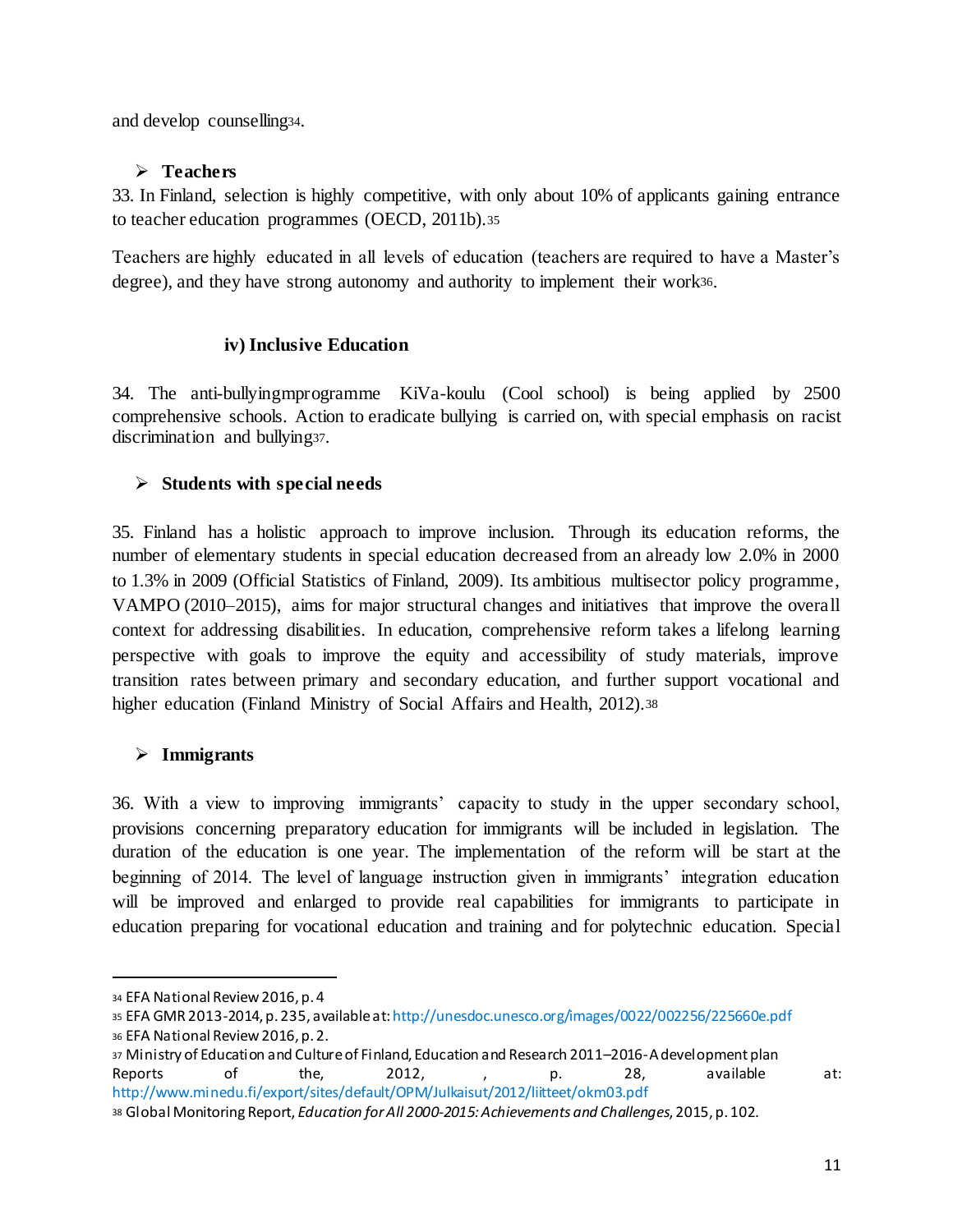and develop counselling[34].

- **Teachers**

33. In Finland, selection is highly competitive, with only about 10% of applicants gaining entrance to teacher education programmes (OECD, 2011b).[35]

Teachers are highly educated in all levels of education (teachers are required to have a Master's degree), and they have strong autonomy and authority to implement their work[36].

### iv) Inclusive Education

34. The anti-bullyingmprogramme KiVa-koulu (Cool school) is being applied by 2500 comprehensive schools. Action to eradicate bullying is carried on, with special emphasis on racist discrimination and bullying[37].

- **Students with special needs**

35. Finland has a holistic approach to improve inclusion. Through its education reforms, the number of elementary students in special education decreased from an already low 2.0% in 2000 to 1.3% in 2009 (Official Statistics of Finland, 2009). Its ambitious multisector policy programme, VAMPO (2010–2015), aims for major structural changes and initiatives that improve the overall context for addressing disabilities. In education, comprehensive reform takes a lifelong learning perspective with goals to improve the equity and accessibility of study materials, improve transition rates between primary and secondary education, and further support vocational and higher education (Finland Ministry of Social Affairs and Health, 2012).[38]

- **Immigrants**

36. With a view to improving immigrants' capacity to study in the upper secondary school, provisions concerning preparatory education for immigrants will be included in legislation. The duration of the education is one year. The implementation of the reform will be start at the beginning of 2014. The level of language instruction given in immigrants' integration education will be improved and enlarged to provide real capabilities for immigrants to participate in education preparing for vocational education and training and for polytechnic education. Special

---

[34] EFA National Review 2016, p. 4

[35] EFA GMR 2013-2014, p. 235, available at: http://unesdoc.unesco.org/images/0022/002256/225660e.pdf

[36] EFA National Review 2016, p. 2.

[37] Ministry of Education and Culture of Finland, Education and Research 2011–2016-A development plan Reports of the, 2012, , p. 28, available at: http://www.minedu.fi/export/sites/default/OPM/Julkaisut/2012/liitteet/okm03.pdf

[38] Global Monitoring Report, *Education for All 2000-2015: Achievements and Challenges*, 2015, p. 102.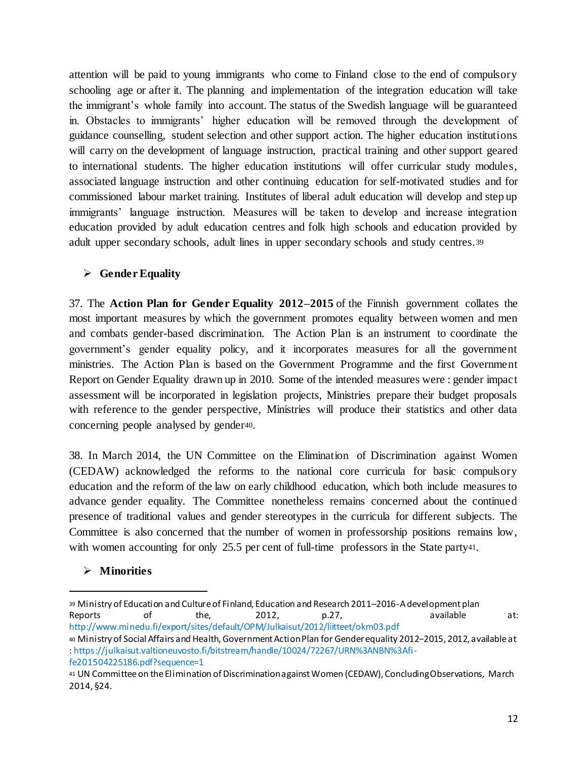attention will be paid to young immigrants who come to Finland close to the end of compulsory schooling age or after it. The planning and implementation of the integration education will take the immigrant's whole family into account. The status of the Swedish language will be guaranteed in. Obstacles to immigrants' higher education will be removed through the development of guidance counselling, student selection and other support action. The higher education institutions will carry on the development of language instruction, practical training and other support geared to international students. The higher education institutions will offer curricular study modules, associated language instruction and other continuing education for self-motivated studies and for commissioned labour market training. Institutes of liberal adult education will develop and step up immigrants' language instruction. Measures will be taken to develop and increase integration education provided by adult education centres and folk high schools and education provided by adult upper secondary schools, adult lines in upper secondary schools and study centres.[39]

- **Gender Equality**

37. The **Action Plan for Gender Equality 2012–2015** of the Finnish government collates the most important measures by which the government promotes equality between women and men and combats gender-based discrimination. The Action Plan is an instrument to coordinate the government's gender equality policy, and it incorporates measures for all the government ministries. The Action Plan is based on the Government Programme and the first Government Report on Gender Equality drawn up in 2010. Some of the intended measures were : gender impact assessment will be incorporated in legislation projects, Ministries prepare their budget proposals with reference to the gender perspective, Ministries will produce their statistics and other data concerning people analysed by gender[40].

38. In March 2014, the UN Committee on the Elimination of Discrimination against Women (CEDAW) acknowledged the reforms to the national core curricula for basic compulsory education and the reform of the law on early childhood education, which both include measures to advance gender equality. The Committee nonetheless remains concerned about the continued presence of traditional values and gender stereotypes in the curricula for different subjects. The Committee is also concerned that the number of women in professorship positions remains low, with women accounting for only 25.5 per cent of full-time professors in the State party[41].

- **Minorities**

---

[39] Ministry of Education and Culture of Finland, Education and Research 2011–2016-A development plan Reports of the, 2012, p.27, available at: http://www.minedu.fi/export/sites/default/OPM/Julkaisut/2012/liitteet/okm03.pdf

[40] Ministry of Social Affairs and Health, Government Action Plan for Gender equality 2012–2015, 2012, available at : https://julkaisut.valtioneuvosto.fi/bitstream/handle/10024/72267/URN%3ANBN%3Afi-fe201504225186.pdf?sequence=1

[41] UN Committee on the Elimination of Discrimination against Women (CEDAW), Concluding Observations, March 2014, §24.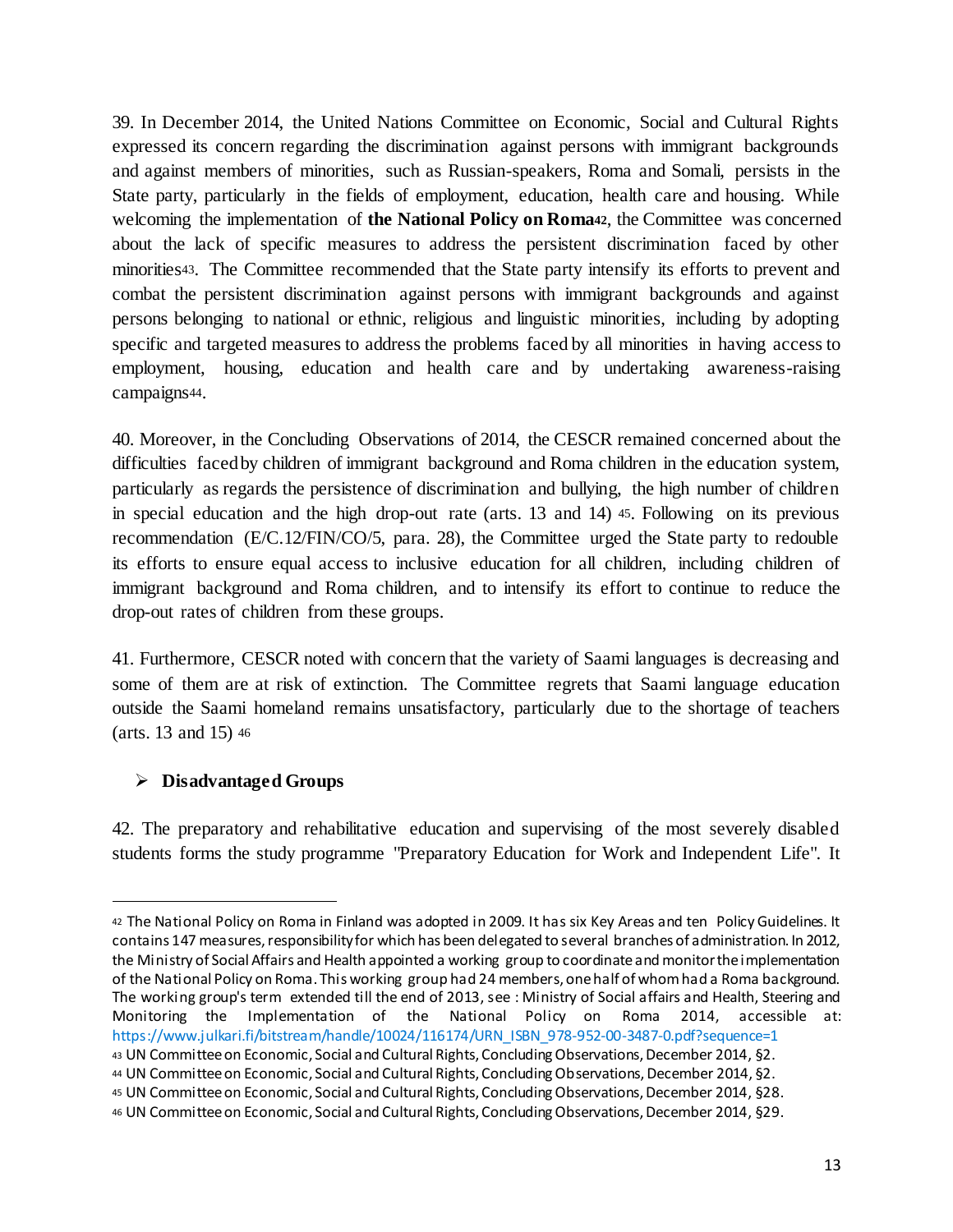39. In December 2014, the United Nations Committee on Economic, Social and Cultural Rights expressed its concern regarding the discrimination against persons with immigrant backgrounds and against members of minorities, such as Russian-speakers, Roma and Somali, persists in the State party, particularly in the fields of employment, education, health care and housing. While welcoming the implementation of **the National Policy on Roma**[42], the Committee was concerned about the lack of specific measures to address the persistent discrimination faced by other minorities[43]. The Committee recommended that the State party intensify its efforts to prevent and combat the persistent discrimination against persons with immigrant backgrounds and against persons belonging to national or ethnic, religious and linguistic minorities, including by adopting specific and targeted measures to address the problems faced by all minorities in having access to employment, housing, education and health care and by undertaking awareness-raising campaigns[44].

40. Moreover, in the Concluding Observations of 2014, the CESCR remained concerned about the difficulties faced by children of immigrant background and Roma children in the education system, particularly as regards the persistence of discrimination and bullying, the high number of children in special education and the high drop-out rate (arts. 13 and 14) [45]. Following on its previous recommendation (E/C.12/FIN/CO/5, para. 28), the Committee urged the State party to redouble its efforts to ensure equal access to inclusive education for all children, including children of immigrant background and Roma children, and to intensify its effort to continue to reduce the drop-out rates of children from these groups.

41. Furthermore, CESCR noted with concern that the variety of Saami languages is decreasing and some of them are at risk of extinction. The Committee regrets that Saami language education outside the Saami homeland remains unsatisfactory, particularly due to the shortage of teachers (arts. 13 and 15) [46]

- **Disadvantaged Groups**

42. The preparatory and rehabilitative education and supervising of the most severely disabled students forms the study programme "Preparatory Education for Work and Independent Life". It

---

[42] The National Policy on Roma in Finland was adopted in 2009. It has six Key Areas and ten Policy Guidelines. It contains 147 measures, responsibility for which has been delegated to several branches of administration. In 2012, the Ministry of Social Affairs and Health appointed a working group to coordinate and monitor the implementation of the National Policy on Roma. This working group had 24 members, one half of whom had a Roma background. The working group's term extended till the end of 2013, see : Ministry of Social affairs and Health, Steering and Monitoring the Implementation of the National Policy on Roma 2014, accessible at: https://www.julkari.fi/bitstream/handle/10024/116174/URN_ISBN_978-952-00-3487-0.pdf?sequence=1

[43] UN Committee on Economic, Social and Cultural Rights, Concluding Observations, December 2014, §2.

[44] UN Committee on Economic, Social and Cultural Rights, Concluding Observations, December 2014, §2.

[45] UN Committee on Economic, Social and Cultural Rights, Concluding Observations, December 2014, §28.

[46] UN Committee on Economic, Social and Cultural Rights, Concluding Observations, December 2014, §29.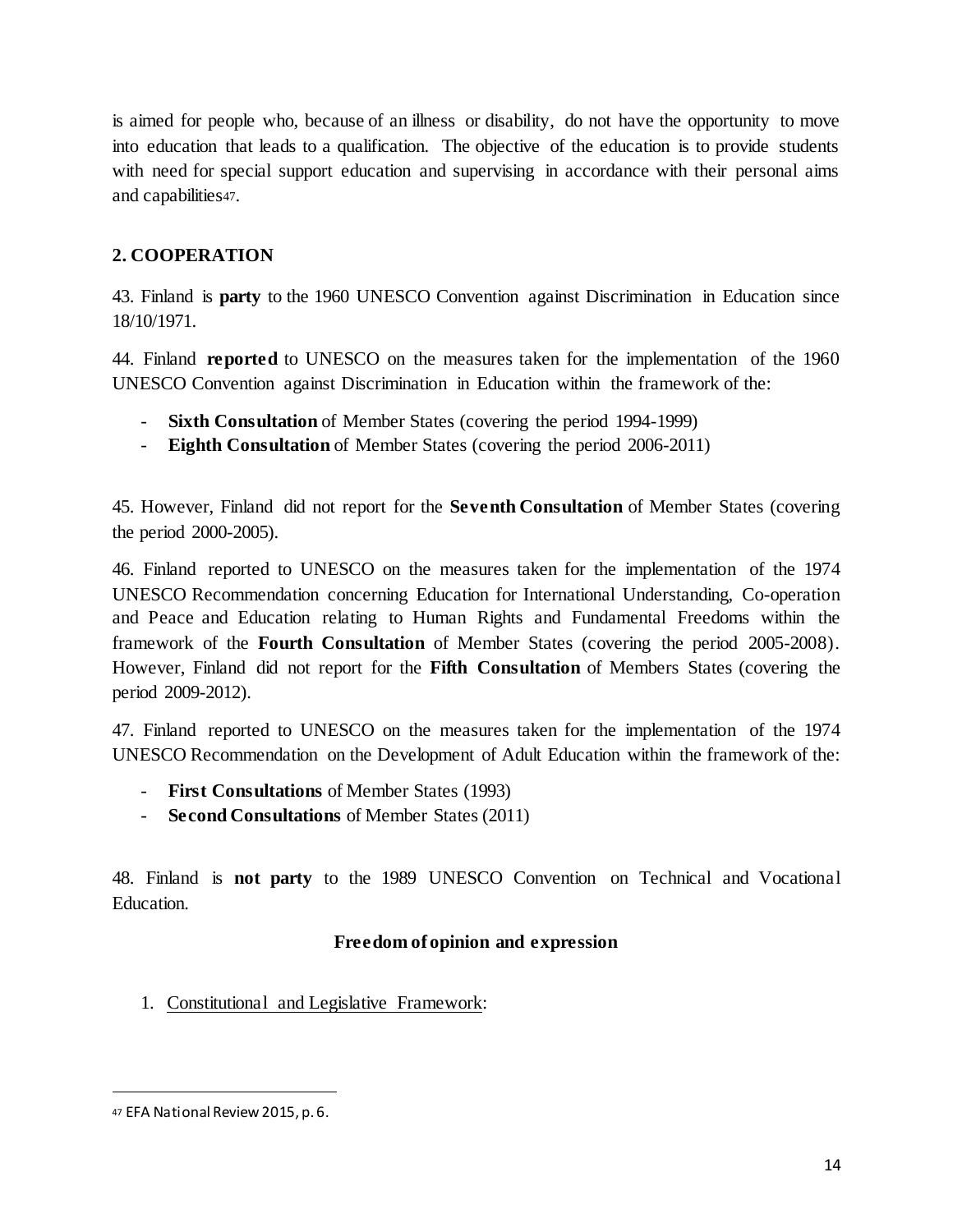is aimed for people who, because of an illness or disability, do not have the opportunity to move into education that leads to a qualification. The objective of the education is to provide students with need for special support education and supervising in accordance with their personal aims and capabilities[47].

## 2. COOPERATION

43. Finland is **party** to the 1960 UNESCO Convention against Discrimination in Education since 18/10/1971.

44. Finland **reported** to UNESCO on the measures taken for the implementation of the 1960 UNESCO Convention against Discrimination in Education within the framework of the:

- **Sixth Consultation** of Member States (covering the period 1994-1999)
- **Eighth Consultation** of Member States (covering the period 2006-2011)

45. However, Finland did not report for the **Seventh Consultation** of Member States (covering the period 2000-2005).

46. Finland reported to UNESCO on the measures taken for the implementation of the 1974 UNESCO Recommendation concerning Education for International Understanding, Co-operation and Peace and Education relating to Human Rights and Fundamental Freedoms within the framework of the **Fourth Consultation** of Member States (covering the period 2005-2008). However, Finland did not report for the **Fifth Consultation** of Members States (covering the period 2009-2012).

47. Finland reported to UNESCO on the measures taken for the implementation of the 1974 UNESCO Recommendation on the Development of Adult Education within the framework of the:

- **First Consultations** of Member States (1993)
- **Second Consultations** of Member States (2011)

48. Finland is **not party** to the 1989 UNESCO Convention on Technical and Vocational Education.

### Freedom of opinion and expression

1. Constitutional and Legislative Framework:

---

[47] EFA National Review 2015, p. 6.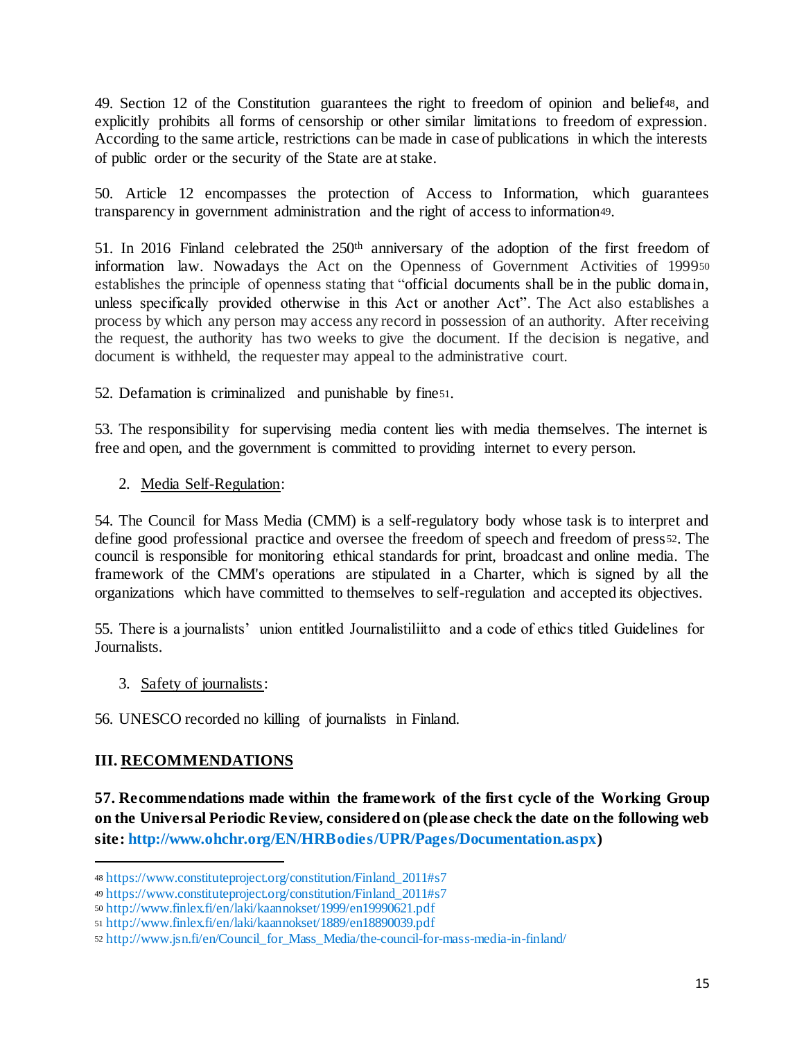49. Section 12 of the Constitution guarantees the right to freedom of opinion and belief[48], and explicitly prohibits all forms of censorship or other similar limitations to freedom of expression. According to the same article, restrictions can be made in case of publications in which the interests of public order or the security of the State are at stake.

50. Article 12 encompasses the protection of Access to Information, which guarantees transparency in government administration and the right of access to information[49].

51. In 2016 Finland celebrated the 250th anniversary of the adoption of the first freedom of information law. Nowadays the Act on the Openness of Government Activities of 1999[50] establishes the principle of openness stating that "official documents shall be in the public domain, unless specifically provided otherwise in this Act or another Act". The Act also establishes a process by which any person may access any record in possession of an authority. After receiving the request, the authority has two weeks to give the document. If the decision is negative, and document is withheld, the requester may appeal to the administrative court.

52. Defamation is criminalized and punishable by fine[51].

53. The responsibility for supervising media content lies with media themselves. The internet is free and open, and the government is committed to providing internet to every person.

2. Media Self-Regulation:

54. The Council for Mass Media (CMM) is a self-regulatory body whose task is to interpret and define good professional practice and oversee the freedom of speech and freedom of press[52]. The council is responsible for monitoring ethical standards for print, broadcast and online media. The framework of the CMM's operations are stipulated in a Charter, which is signed by all the organizations which have committed to themselves to self-regulation and accepted its objectives.

55. There is a journalists' union entitled Journalistiliitto and a code of ethics titled Guidelines for Journalists.

3. Safety of journalists:

56. UNESCO recorded no killing of journalists in Finland.

## III. RECOMMENDATIONS

**57. Recommendations made within the framework of the first cycle of the Working Group on the Universal Periodic Review, considered on (please check the date on the following web site: http://www.ohchr.org/EN/HRBodies/UPR/Pages/Documentation.aspx)**

---

[48] https://www.constituteproject.org/constitution/Finland_2011#s7

[49] https://www.constituteproject.org/constitution/Finland_2011#s7

[50] http://www.finlex.fi/en/laki/kaannokset/1999/en19990621.pdf

[51] http://www.finlex.fi/en/laki/kaannokset/1889/en18890039.pdf

[52] http://www.jsn.fi/en/Council_for_Mass_Media/the-council-for-mass-media-in-finland/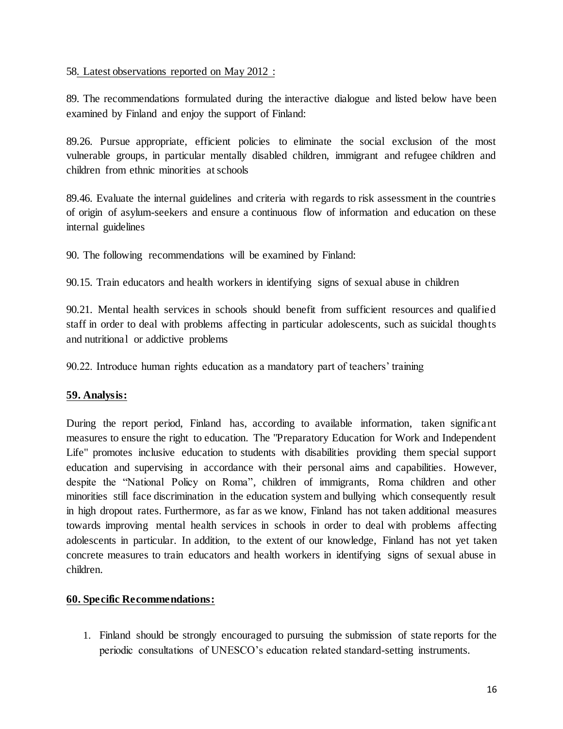58. Latest observations reported on May 2012 :

89. The recommendations formulated during the interactive dialogue and listed below have been examined by Finland and enjoy the support of Finland:

89.26. Pursue appropriate, efficient policies to eliminate the social exclusion of the most vulnerable groups, in particular mentally disabled children, immigrant and refugee children and children from ethnic minorities at schools

89.46. Evaluate the internal guidelines and criteria with regards to risk assessment in the countries of origin of asylum-seekers and ensure a continuous flow of information and education on these internal guidelines

90. The following recommendations will be examined by Finland:

90.15. Train educators and health workers in identifying signs of sexual abuse in children

90.21. Mental health services in schools should benefit from sufficient resources and qualified staff in order to deal with problems affecting in particular adolescents, such as suicidal thoughts and nutritional or addictive problems

90.22. Introduce human rights education as a mandatory part of teachers' training

**59. Analysis:**

During the report period, Finland has, according to available information, taken significant measures to ensure the right to education. The "Preparatory Education for Work and Independent Life" promotes inclusive education to students with disabilities providing them special support education and supervising in accordance with their personal aims and capabilities. However, despite the "National Policy on Roma", children of immigrants, Roma children and other minorities still face discrimination in the education system and bullying which consequently result in high dropout rates. Furthermore, as far as we know, Finland has not taken additional measures towards improving mental health services in schools in order to deal with problems affecting adolescents in particular. In addition, to the extent of our knowledge, Finland has not yet taken concrete measures to train educators and health workers in identifying signs of sexual abuse in children.

**60. Specific Recommendations:**

1. Finland should be strongly encouraged to pursuing the submission of state reports for the periodic consultations of UNESCO's education related standard-setting instruments.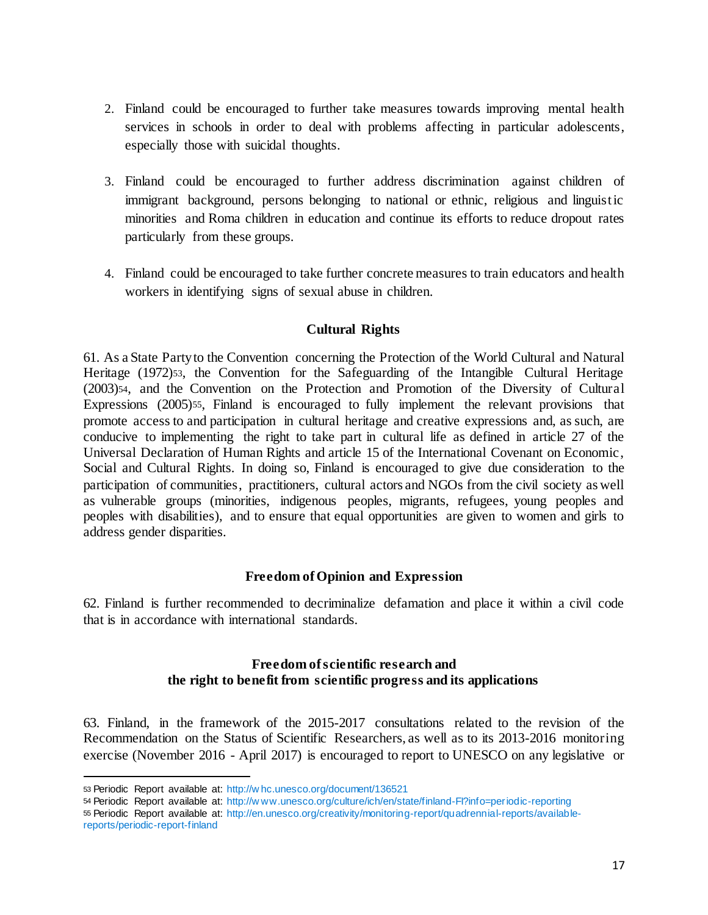2. Finland could be encouraged to further take measures towards improving mental health services in schools in order to deal with problems affecting in particular adolescents, especially those with suicidal thoughts.

3. Finland could be encouraged to further address discrimination against children of immigrant background, persons belonging to national or ethnic, religious and linguistic minorities and Roma children in education and continue its efforts to reduce dropout rates particularly from these groups.

4. Finland could be encouraged to take further concrete measures to train educators and health workers in identifying signs of sexual abuse in children.

### Cultural Rights

61. As a State Party to the Convention concerning the Protection of the World Cultural and Natural Heritage (1972)[53], the Convention for the Safeguarding of the Intangible Cultural Heritage (2003)[54], and the Convention on the Protection and Promotion of the Diversity of Cultural Expressions (2005)[55], Finland is encouraged to fully implement the relevant provisions that promote access to and participation in cultural heritage and creative expressions and, as such, are conducive to implementing the right to take part in cultural life as defined in article 27 of the Universal Declaration of Human Rights and article 15 of the International Covenant on Economic, Social and Cultural Rights. In doing so, Finland is encouraged to give due consideration to the participation of communities, practitioners, cultural actors and NGOs from the civil society as well as vulnerable groups (minorities, indigenous peoples, migrants, refugees, young peoples and peoples with disabilities), and to ensure that equal opportunities are given to women and girls to address gender disparities.

### Freedom of Opinion and Expression

62. Finland is further recommended to decriminalize defamation and place it within a civil code that is in accordance with international standards.

### Freedom of scientific research and the right to benefit from scientific progress and its applications

63. Finland, in the framework of the 2015-2017 consultations related to the revision of the Recommendation on the Status of Scientific Researchers, as well as to its 2013-2016 monitoring exercise (November 2016 - April 2017) is encouraged to report to UNESCO on any legislative or

---

[53] Periodic Report available at: http://whc.unesco.org/document/136521

[54] Periodic Report available at: http://www.unesco.org/culture/ich/en/state/finland-FI?info=periodic-reporting

[55] Periodic Report available at: http://en.unesco.org/creativity/monitoring-report/quadrennial-reports/available-reports/periodic-report-finland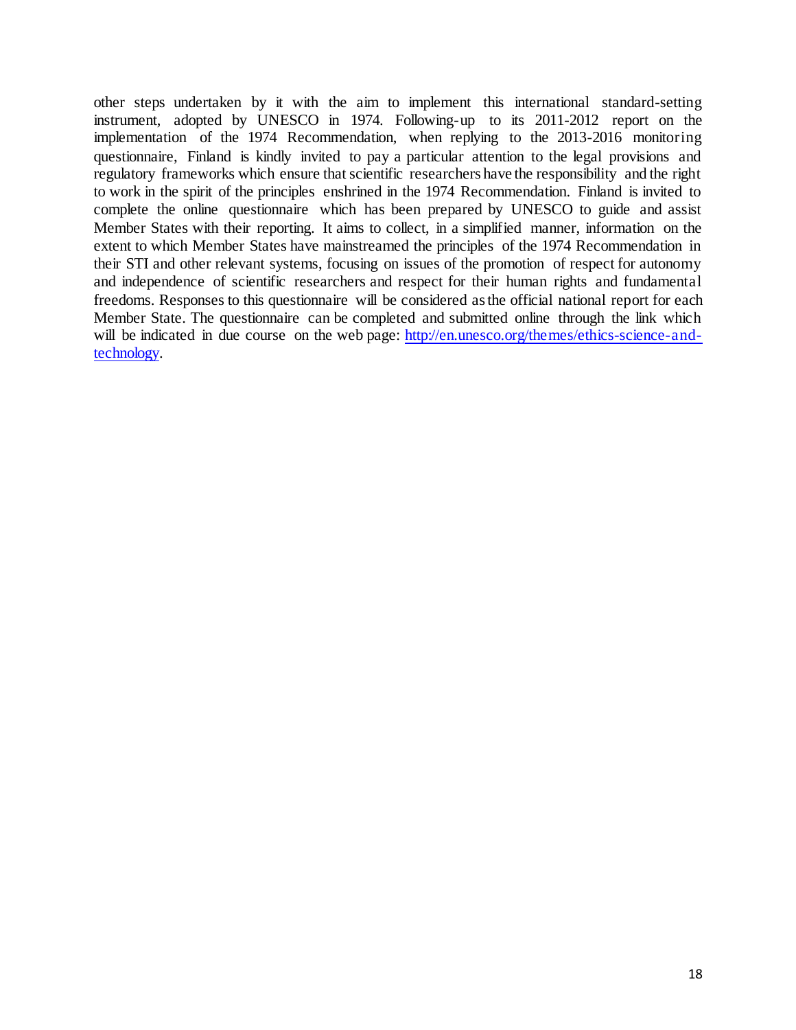other steps undertaken by it with the aim to implement this international standard-setting instrument, adopted by UNESCO in 1974. Following-up to its 2011-2012 report on the implementation of the 1974 Recommendation, when replying to the 2013-2016 monitoring questionnaire, Finland is kindly invited to pay a particular attention to the legal provisions and regulatory frameworks which ensure that scientific researchers have the responsibility and the right to work in the spirit of the principles enshrined in the 1974 Recommendation. Finland is invited to complete the online questionnaire which has been prepared by UNESCO to guide and assist Member States with their reporting. It aims to collect, in a simplified manner, information on the extent to which Member States have mainstreamed the principles of the 1974 Recommendation in their STI and other relevant systems, focusing on issues of the promotion of respect for autonomy and independence of scientific researchers and respect for their human rights and fundamental freedoms. Responses to this questionnaire will be considered as the official national report for each Member State. The questionnaire can be completed and submitted online through the link which will be indicated in due course on the web page: [http://en.unesco.org/themes/ethics-science-and-technology](http://en.unesco.org/themes/ethics-science-and-technology).